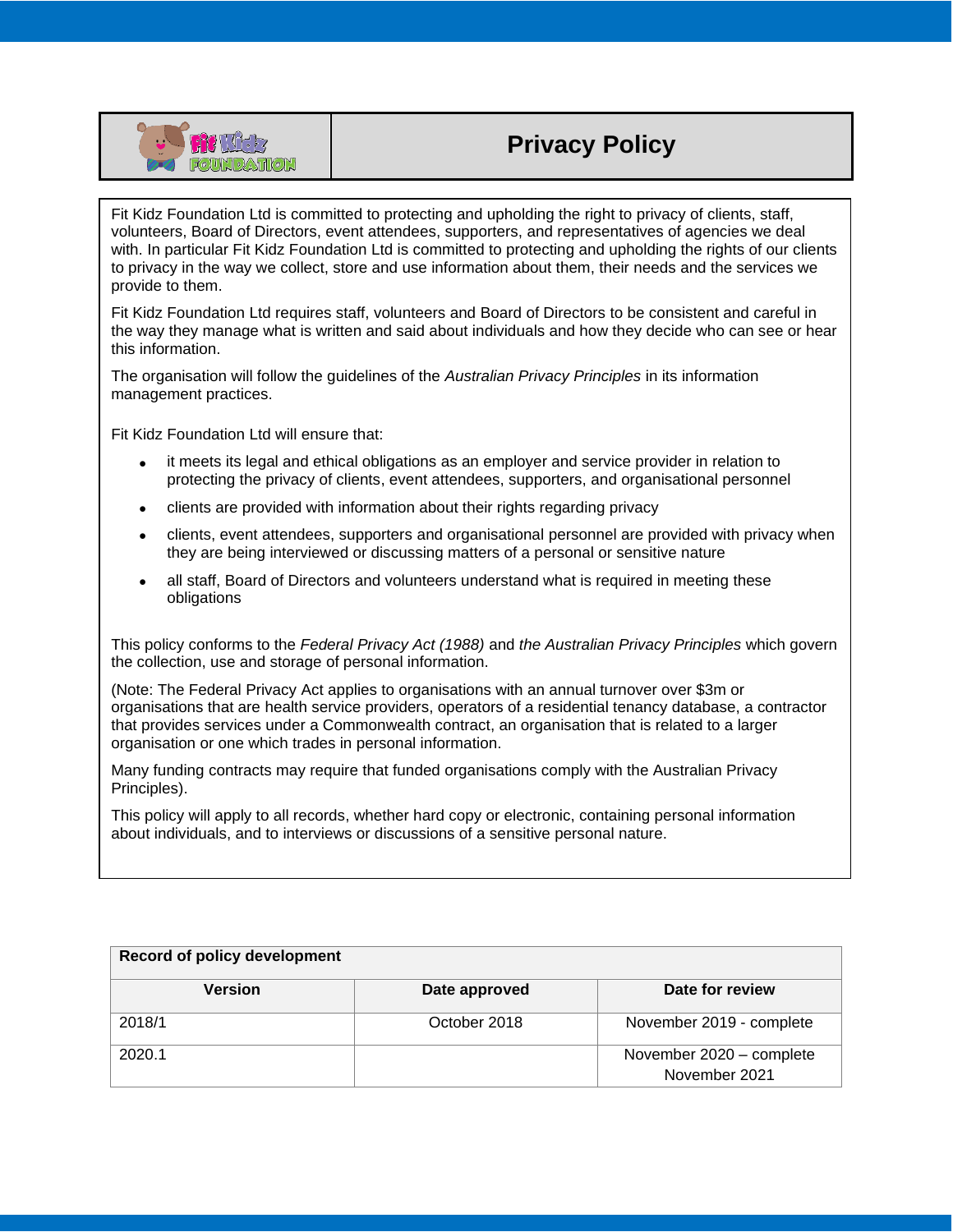# Privacy Policy

Fit Kidz Foundation Ltd is committed to protecting and upholding the right to privacy of clients, staff, volunteers, Board of Directors, event attendees, supporters, and representatives of agencies we deal with. In particular Fit Kidz Foundation Ltd is committed to protecting and upholding the rights of our clients to privacy in the way we collect, store and use information about them, their needs and the services we provide to them.

Fit Kidz Foundation Ltd requires staff, volunteers and Board of Directors to be consistent and careful in the way they manage what is written and said about individuals and how they decide who can see or hear this information.

The organisation will follow the guidelines of the *Australian Privacy Principles* in its information management practices.

Fit Kidz Foundation Ltd will ensure that:

- it meets its legal and ethical obligations as an employer and service provider in relation to protecting the privacy of clients, event attendees, supporters, and organisational personnel
- clients are provided with information about their rights regarding privacy
- clients, event attendees, supporters and organisational personnel are provided with privacy when they are being interviewed or discussing matters of a personal or sensitive nature
- all staff, Board of Directors and volunteers understand what is required in meeting these obligations

This policy conforms to the *Federal Privacy Act (1988)* and *the Australian Privacy Principles* which govern the collection, use and storage of personal information.

(Note: The Federal Privacy Act applies to organisations with an annual turnover over $3m or organisations that are health service providers, operators of a residential tenancy database, a contractor that provides services under a Commonwealth contract, an organisation that is related to a larger organisation or one which trades in personal information.

Many funding contracts may require that funded organisations comply with the Australian Privacy Principles).

This policy will apply to all records, whether hard copy or electronic, containing personal information about individuals, and to interviews or discussions of a sensitive personal nature.

| Record of policy development | | |
|---|---|---|
| **Version** | **Date approved** | **Date for review** |
| 2018/1 | October 2018 | November 2019 - complete |
| 2020.1 | | November 2020 – complete<br>November 2021 |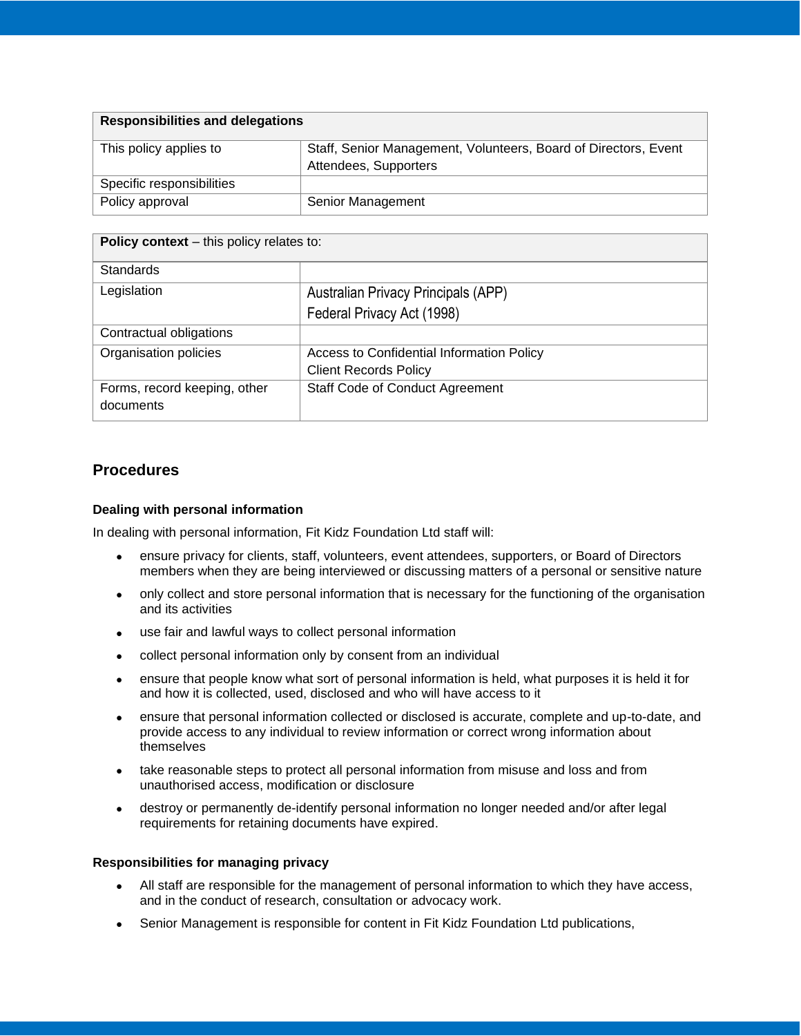| **Responsibilities and delegations** | |
|---|---|
| This policy applies to | Staff, Senior Management, Volunteers, Board of Directors, Event Attendees, Supporters |
| Specific responsibilities | |
| Policy approval | Senior Management |

| **Policy context** – this policy relates to: | |
|---|---|
| Standards | |
| Legislation | Australian Privacy Principals (APP)<br>Federal Privacy Act (1998) |
| Contractual obligations | |
| Organisation policies | Access to Confidential Information Policy<br>Client Records Policy |
| Forms, record keeping, other documents | Staff Code of Conduct Agreement |

## Procedures

### Dealing with personal information

In dealing with personal information, Fit Kidz Foundation Ltd staff will:

- ensure privacy for clients, staff, volunteers, event attendees, supporters, or Board of Directors members when they are being interviewed or discussing matters of a personal or sensitive nature
- only collect and store personal information that is necessary for the functioning of the organisation and its activities
- use fair and lawful ways to collect personal information
- collect personal information only by consent from an individual
- ensure that people know what sort of personal information is held, what purposes it is held it for and how it is collected, used, disclosed and who will have access to it
- ensure that personal information collected or disclosed is accurate, complete and up-to-date, and provide access to any individual to review information or correct wrong information about themselves
- take reasonable steps to protect all personal information from misuse and loss and from unauthorised access, modification or disclosure
- destroy or permanently de-identify personal information no longer needed and/or after legal requirements for retaining documents have expired.

### Responsibilities for managing privacy

- All staff are responsible for the management of personal information to which they have access, and in the conduct of research, consultation or advocacy work.
- Senior Management is responsible for content in Fit Kidz Foundation Ltd publications,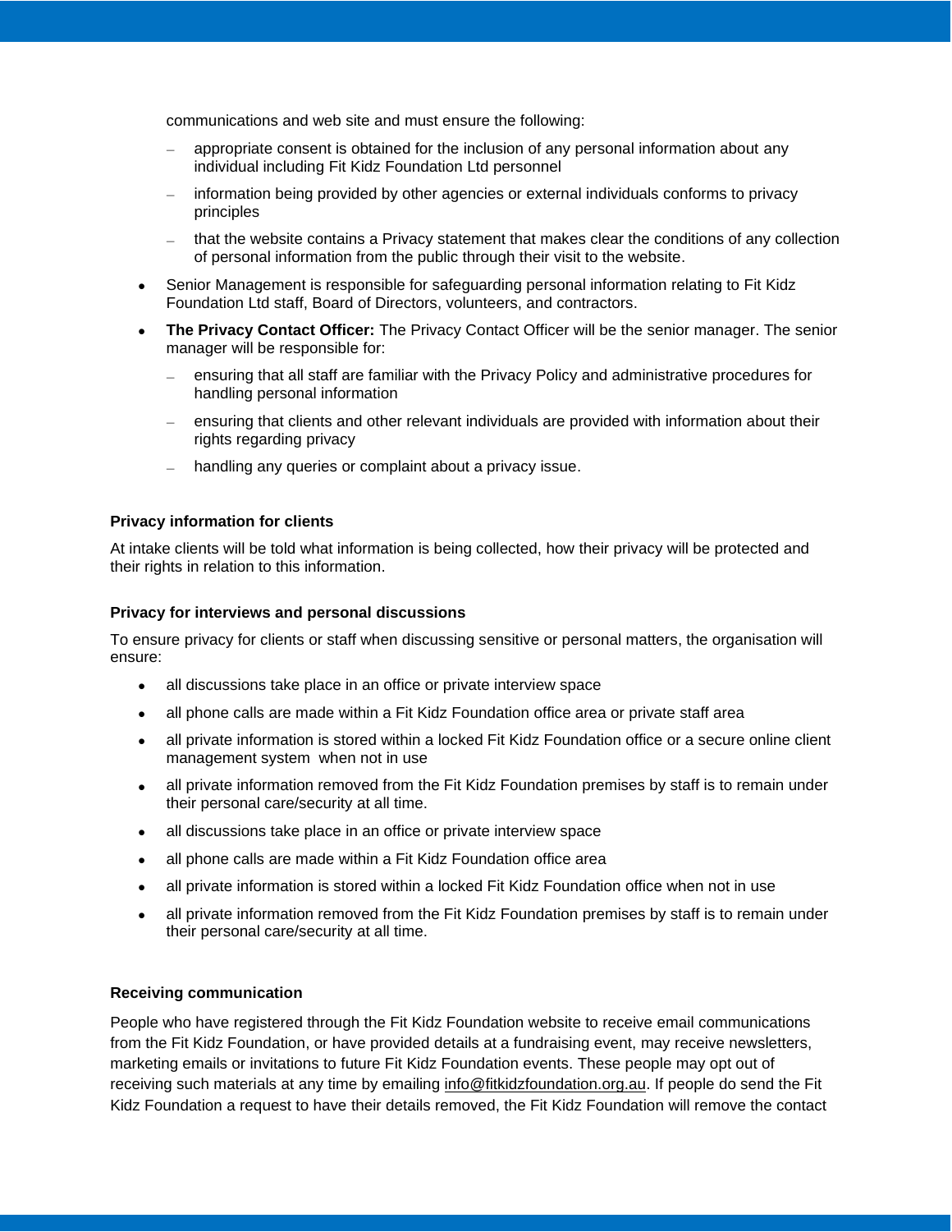communications and web site and must ensure the following:

  - appropriate consent is obtained for the inclusion of any personal information about any individual including Fit Kidz Foundation Ltd personnel
  - information being provided by other agencies or external individuals conforms to privacy principles
  - that the website contains a Privacy statement that makes clear the conditions of any collection of personal information from the public through their visit to the website.

- Senior Management is responsible for safeguarding personal information relating to Fit Kidz Foundation Ltd staff, Board of Directors, volunteers, and contractors.
- **The Privacy Contact Officer:** The Privacy Contact Officer will be the senior manager. The senior manager will be responsible for:
  - ensuring that all staff are familiar with the Privacy Policy and administrative procedures for handling personal information
  - ensuring that clients and other relevant individuals are provided with information about their rights regarding privacy
  - handling any queries or complaint about a privacy issue.

**Privacy information for clients**

At intake clients will be told what information is being collected, how their privacy will be protected and their rights in relation to this information.

**Privacy for interviews and personal discussions**

To ensure privacy for clients or staff when discussing sensitive or personal matters, the organisation will ensure:

- all discussions take place in an office or private interview space
- all phone calls are made within a Fit Kidz Foundation office area or private staff area
- all private information is stored within a locked Fit Kidz Foundation office or a secure online client management system when not in use
- all private information removed from the Fit Kidz Foundation premises by staff is to remain under their personal care/security at all time.
- all discussions take place in an office or private interview space
- all phone calls are made within a Fit Kidz Foundation office area
- all private information is stored within a locked Fit Kidz Foundation office when not in use
- all private information removed from the Fit Kidz Foundation premises by staff is to remain under their personal care/security at all time.

**Receiving communication**

People who have registered through the Fit Kidz Foundation website to receive email communications from the Fit Kidz Foundation, or have provided details at a fundraising event, may receive newsletters, marketing emails or invitations to future Fit Kidz Foundation events. These people may opt out of receiving such materials at any time by emailing info@fitkidzfoundation.org.au. If people do send the Fit Kidz Foundation a request to have their details removed, the Fit Kidz Foundation will remove the contact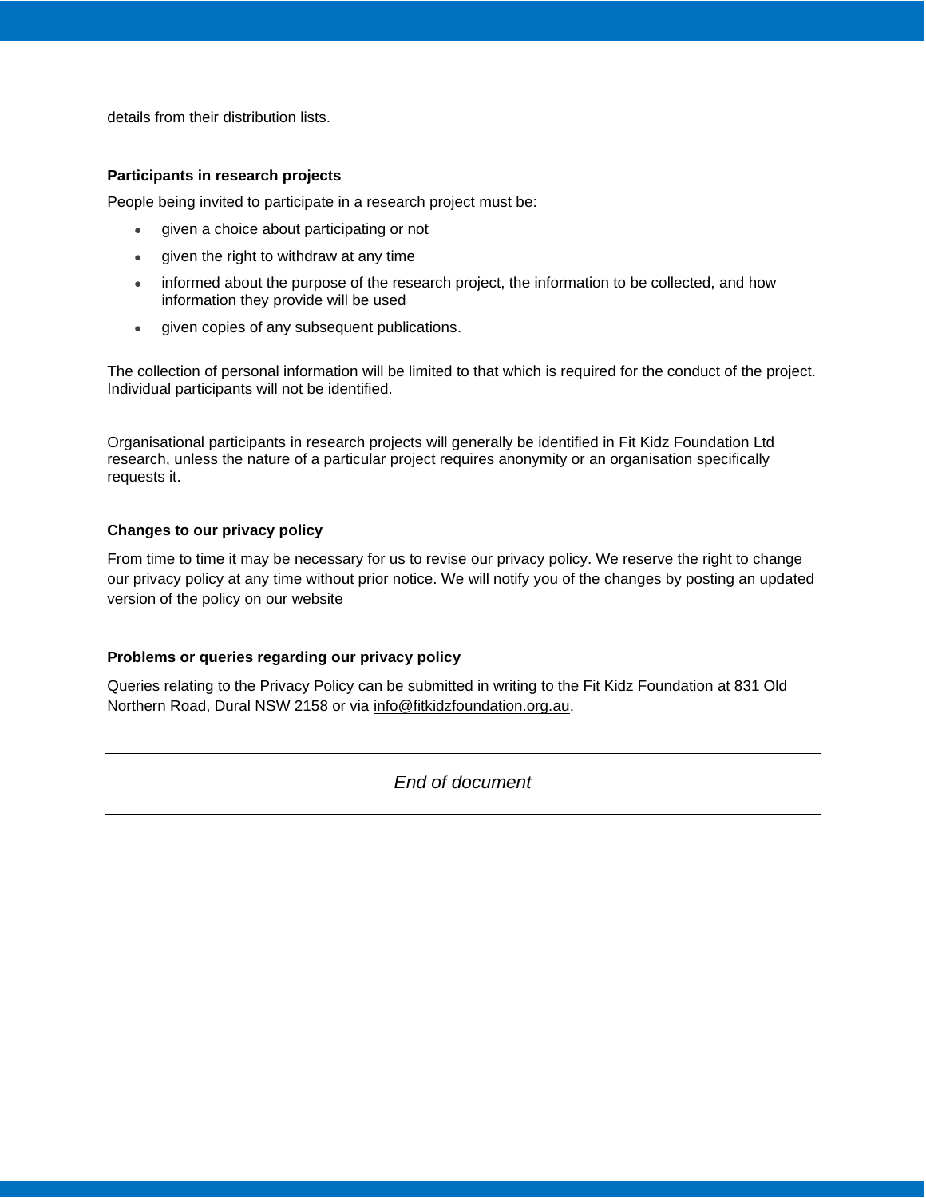details from their distribution lists.

**Participants in research projects**

People being invited to participate in a research project must be:

- given a choice about participating or not
- given the right to withdraw at any time
- informed about the purpose of the research project, the information to be collected, and how information they provide will be used
- given copies of any subsequent publications.

The collection of personal information will be limited to that which is required for the conduct of the project. Individual participants will not be identified.

Organisational participants in research projects will generally be identified in Fit Kidz Foundation Ltd research, unless the nature of a particular project requires anonymity or an organisation specifically requests it.

**Changes to our privacy policy**

From time to time it may be necessary for us to revise our privacy policy. We reserve the right to change our privacy policy at any time without prior notice. We will notify you of the changes by posting an updated version of the policy on our website

**Problems or queries regarding our privacy policy**

Queries relating to the Privacy Policy can be submitted in writing to the Fit Kidz Foundation at 831 Old Northern Road, Dural NSW 2158 or via info@fitkidzfoundation.org.au.

---

*End of document*

---